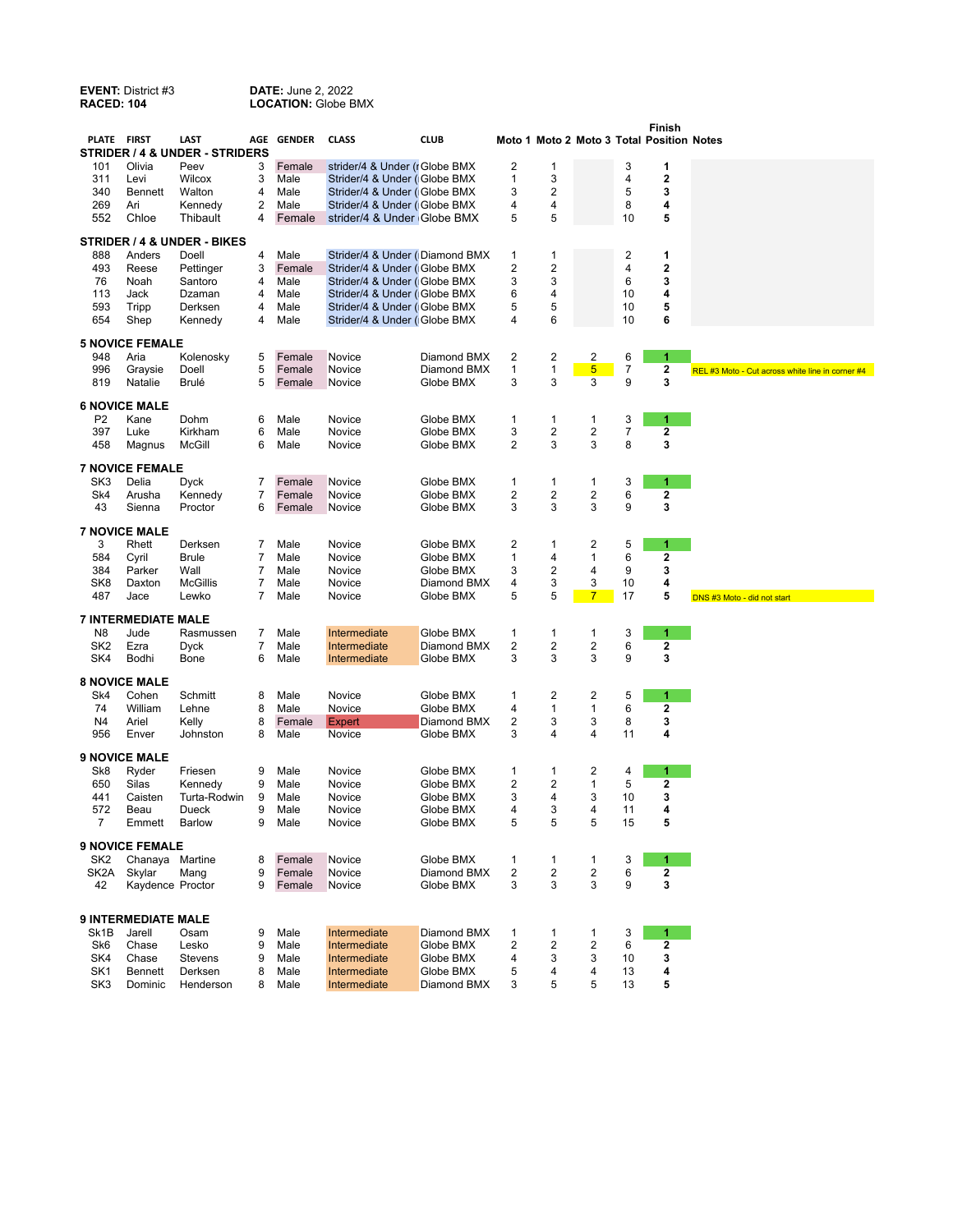**EVENT:** District #3 **DATE:** June 2, 2022

**RACED:** 104 **LOCATION:** Globe BMX

| PLATE | FIRST | LAST | AGE | GENDER | CLASS | CLUB | Moto 1 | Moto 2 | Moto 3 | Total | Finish Position | Notes |
|---|---|---|---|---|---|---|---|---|---|---|---|---|
| **STRIDER / 4 & UNDER - STRIDERS** | | | | | | | | | | | | |
| 101 | Olivia | Peev | 3 | Female | strider/4 & Under (r | Globe BMX | 2 | 1 | | 3 | **1** | |
| 311 | Levi | Wilcox | 3 | Male | Strider/4 & Under ( | Globe BMX | 1 | 3 | | 4 | **2** | |
| 340 | Bennett | Walton | 4 | Male | Strider/4 & Under ( | Globe BMX | 3 | 2 | | 5 | **3** | |
| 269 | Ari | Kennedy | 2 | Male | Strider/4 & Under ( | Globe BMX | 4 | 4 | | 8 | **4** | |
| 552 | Chloe | Thibault | 4 | Female | strider/4 & Under | Globe BMX | 5 | 5 | | 10 | **5** | |
| **STRIDER / 4 & UNDER - BIKES** | | | | | | | | | | | | |
| 888 | Anders | Doell | 4 | Male | Strider/4 & Under ( | Diamond BMX | 1 | 1 | | 2 | **1** | |
| 493 | Reese | Pettinger | 3 | Female | Strider/4 & Under ( | Globe BMX | 2 | 2 | | 4 | **2** | |
| 76 | Noah | Santoro | 4 | Male | Strider/4 & Under ( | Globe BMX | 3 | 3 | | 6 | **3** | |
| 113 | Jack | Dzaman | 4 | Male | Strider/4 & Under ( | Globe BMX | 6 | 4 | | 10 | **4** | |
| 593 | Tripp | Derksen | 4 | Male | Strider/4 & Under ( | Globe BMX | 5 | 5 | | 10 | **5** | |
| 654 | Shep | Kennedy | 4 | Male | Strider/4 & Under ( | Globe BMX | 4 | 6 | | 10 | **6** | |
| **5 NOVICE FEMALE** | | | | | | | | | | | | |
| 948 | Aria | Kolenosky | 5 | Female | Novice | Diamond BMX | 2 | 2 | 2 | 6 | **1** | |
| 996 | Graysie | Doell | 5 | Female | Novice | Diamond BMX | 1 | 1 | 5 | 7 | **2** | REL #3 Moto - Cut across white line in corner #4 |
| 819 | Natalie | Brulé | 5 | Female | Novice | Globe BMX | 3 | 3 | 3 | 9 | **3** | |
| **6 NOVICE MALE** | | | | | | | | | | | | |
| P2 | Kane | Dohm | 6 | Male | Novice | Globe BMX | 1 | 1 | 1 | 3 | **1** | |
| 397 | Luke | Kirkham | 6 | Male | Novice | Globe BMX | 3 | 2 | 2 | 7 | **2** | |
| 458 | Magnus | McGill | 6 | Male | Novice | Globe BMX | 2 | 3 | 3 | 8 | **3** | |
| **7 NOVICE FEMALE** | | | | | | | | | | | | |
| SK3 | Delia | Dyck | 7 | Female | Novice | Globe BMX | 1 | 1 | 1 | 3 | **1** | |
| Sk4 | Arusha | Kennedy | 7 | Female | Novice | Globe BMX | 2 | 2 | 2 | 6 | **2** | |
| 43 | Sienna | Proctor | 6 | Female | Novice | Globe BMX | 3 | 3 | 3 | 9 | **3** | |
| **7 NOVICE MALE** | | | | | | | | | | | | |
| 3 | Rhett | Derksen | 7 | Male | Novice | Globe BMX | 2 | 1 | 2 | 5 | **1** | |
| 584 | Cyril | Brule | 7 | Male | Novice | Globe BMX | 1 | 4 | 1 | 6 | **2** | |
| 384 | Parker | Wall | 7 | Male | Novice | Globe BMX | 3 | 2 | 4 | 9 | **3** | |
| SK8 | Daxton | McGillis | 7 | Male | Novice | Diamond BMX | 4 | 3 | 3 | 10 | **4** | |
| 487 | Jace | Lewko | 7 | Male | Novice | Globe BMX | 5 | 5 | 7 | 17 | **5** | DNS #3 Moto - did not start |
| **7 INTERMEDIATE MALE** | | | | | | | | | | | | |
| N8 | Jude | Rasmussen | 7 | Male | Intermediate | Globe BMX | 1 | 1 | 1 | 3 | **1** | |
| SK2 | Ezra | Dyck | 7 | Male | Intermediate | Diamond BMX | 2 | 2 | 2 | 6 | **2** | |
| SK4 | Bodhi | Bone | 6 | Male | Intermediate | Globe BMX | 3 | 3 | 3 | 9 | **3** | |
| **8 NOVICE MALE** | | | | | | | | | | | | |
| Sk4 | Cohen | Schmitt | 8 | Male | Novice | Globe BMX | 1 | 2 | 2 | 5 | **1** | |
| 74 | William | Lehne | 8 | Male | Novice | Globe BMX | 4 | 1 | 1 | 6 | **2** | |
| N4 | Ariel | Kelly | 8 | Female | Expert | Diamond BMX | 2 | 3 | 3 | 8 | **3** | |
| 956 | Enver | Johnston | 8 | Male | Novice | Globe BMX | 3 | 4 | 4 | 11 | **4** | |
| **9 NOVICE MALE** | | | | | | | | | | | | |
| Sk8 | Ryder | Friesen | 9 | Male | Novice | Globe BMX | 1 | 1 | 2 | 4 | **1** | |
| 650 | Silas | Kennedy | 9 | Male | Novice | Globe BMX | 2 | 2 | 1 | 5 | **2** | |
| 441 | Caisten | Turta-Rodwin | 9 | Male | Novice | Globe BMX | 3 | 4 | 3 | 10 | **3** | |
| 572 | Beau | Dueck | 9 | Male | Novice | Globe BMX | 4 | 3 | 4 | 11 | **4** | |
| 7 | Emmett | Barlow | 9 | Male | Novice | Globe BMX | 5 | 5 | 5 | 15 | **5** | |
| **9 NOVICE FEMALE** | | | | | | | | | | | | |
| SK2 | Chanaya | Martine | 8 | Female | Novice | Globe BMX | 1 | 1 | 1 | 3 | **1** | |
| SK2A | Skylar | Mang | 9 | Female | Novice | Diamond BMX | 2 | 2 | 2 | 6 | **2** | |
| 42 | Kaydence | Proctor | 9 | Female | Novice | Globe BMX | 3 | 3 | 3 | 9 | **3** | |
| **9 INTERMEDIATE MALE** | | | | | | | | | | | | |
| Sk1B | Jarell | Osam | 9 | Male | Intermediate | Diamond BMX | 1 | 1 | 1 | 3 | **1** | |
| Sk6 | Chase | Lesko | 9 | Male | Intermediate | Globe BMX | 2 | 2 | 2 | 6 | **2** | |
| SK4 | Chase | Stevens | 9 | Male | Intermediate | Globe BMX | 4 | 3 | 3 | 10 | **3** | |
| SK1 | Bennett | Derksen | 8 | Male | Intermediate | Globe BMX | 5 | 4 | 4 | 13 | **4** | |
| SK3 | Dominic | Henderson | 8 | Male | Intermediate | Diamond BMX | 3 | 5 | 5 | 13 | **5** | |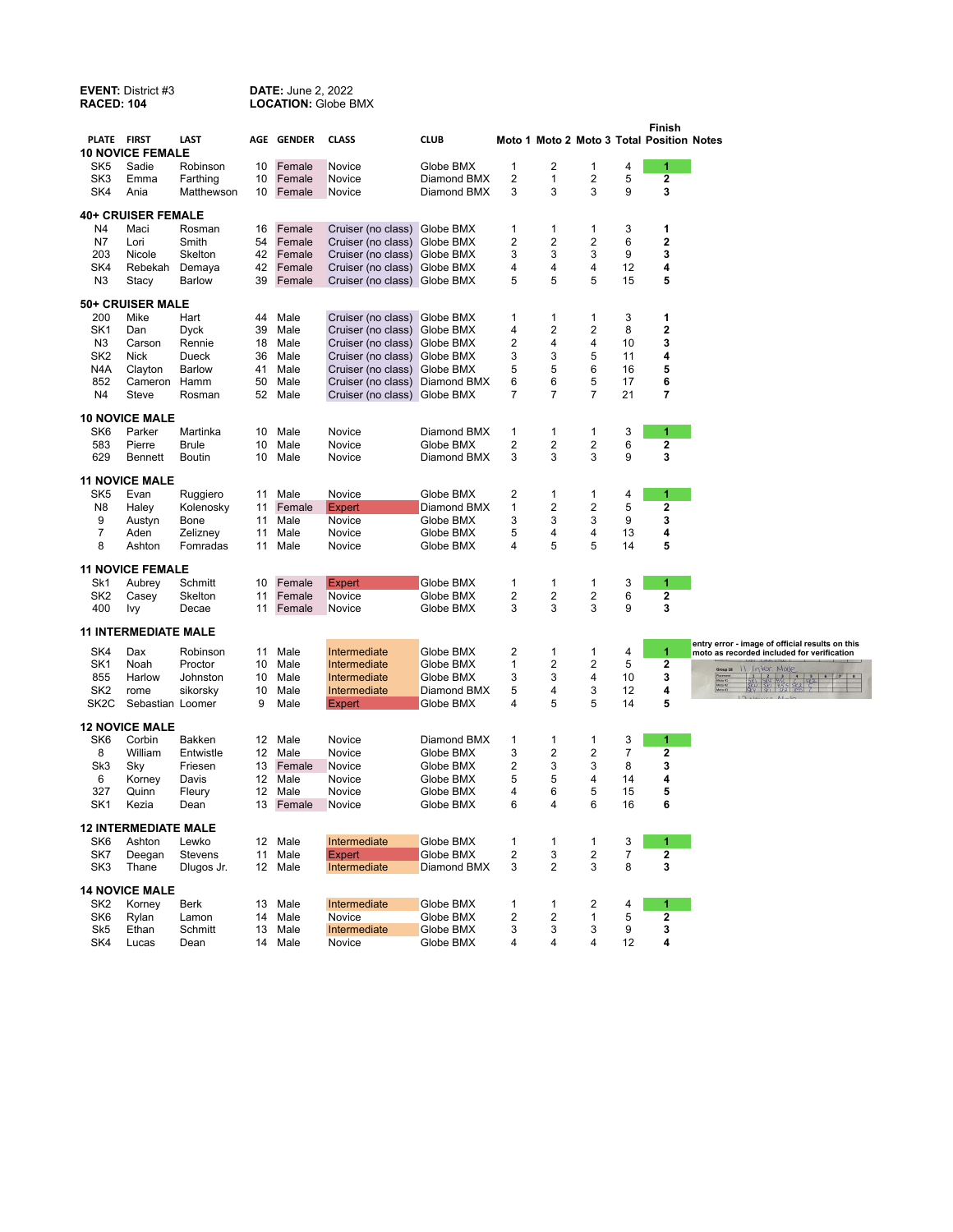**EVENT:** District #3 **DATE:** June 2, 2022
**RACED: 104** **LOCATION:** Globe BMX

| PLATE | FIRST | LAST | AGE | GENDER | CLASS | CLUB | Moto 1 | Moto 2 | Moto 3 | Total | Finish Position | Notes |
|---|---|---|---|---|---|---|---|---|---|---|---|---|
| **10 NOVICE FEMALE** | | | | | | | | | | | | |
| SK5 | Sadie | Robinson | 10 | Female | Novice | Globe BMX | 1 | 2 | 1 | 4 | **1** | |
| SK3 | Emma | Farthing | 10 | Female | Novice | Diamond BMX | 2 | 1 | 2 | 5 | **2** | |
| SK4 | Ania | Matthewson | 10 | Female | Novice | Diamond BMX | 3 | 3 | 3 | 9 | **3** | |
| **40+ CRUISER FEMALE** | | | | | | | | | | | | |
| N4 | Maci | Rosman | 16 | Female | Cruiser (no class) | Globe BMX | 1 | 1 | 1 | 3 | **1** | |
| N7 | Lori | Smith | 54 | Female | Cruiser (no class) | Globe BMX | 2 | 2 | 2 | 6 | **2** | |
| 203 | Nicole | Skelton | 42 | Female | Cruiser (no class) | Globe BMX | 3 | 3 | 3 | 9 | **3** | |
| SK4 | Rebekah | Demaya | 42 | Female | Cruiser (no class) | Globe BMX | 4 | 4 | 4 | 12 | **4** | |
| N3 | Stacy | Barlow | 39 | Female | Cruiser (no class) | Globe BMX | 5 | 5 | 5 | 15 | **5** | |
| **50+ CRUISER MALE** | | | | | | | | | | | | |
| 200 | Mike | Hart | 44 | Male | Cruiser (no class) | Globe BMX | 1 | 1 | 1 | 3 | **1** | |
| SK1 | Dan | Dyck | 39 | Male | Cruiser (no class) | Globe BMX | 4 | 2 | 2 | 8 | **2** | |
| N3 | Carson | Rennie | 18 | Male | Cruiser (no class) | Globe BMX | 2 | 4 | 4 | 10 | **3** | |
| SK2 | Nick | Dueck | 36 | Male | Cruiser (no class) | Globe BMX | 3 | 3 | 5 | 11 | **4** | |
| N4A | Clayton | Barlow | 41 | Male | Cruiser (no class) | Globe BMX | 5 | 5 | 6 | 16 | **5** | |
| 852 | Cameron | Hamm | 50 | Male | Cruiser (no class) | Diamond BMX | 6 | 6 | 5 | 17 | **6** | |
| N4 | Steve | Rosman | 52 | Male | Cruiser (no class) | Globe BMX | 7 | 7 | 7 | 21 | **7** | |
| **10 NOVICE MALE** | | | | | | | | | | | | |
| SK6 | Parker | Martinka | 10 | Male | Novice | Diamond BMX | 1 | 1 | 1 | 3 | **1** | |
| 583 | Pierre | Brule | 10 | Male | Novice | Globe BMX | 2 | 2 | 2 | 6 | **2** | |
| 629 | Bennett | Boutin | 10 | Male | Novice | Diamond BMX | 3 | 3 | 3 | 9 | **3** | |
| **11 NOVICE MALE** | | | | | | | | | | | | |
| SK5 | Evan | Ruggiero | 11 | Male | Novice | Globe BMX | 2 | 1 | 1 | 4 | **1** | |
| N8 | Haley | Kolenosky | 11 | Female | Expert | Diamond BMX | 1 | 2 | 2 | 5 | **2** | |
| 9 | Austyn | Bone | 11 | Male | Novice | Globe BMX | 3 | 3 | 3 | 9 | **3** | |
| 7 | Aden | Zelizney | 11 | Male | Novice | Globe BMX | 5 | 4 | 4 | 13 | **4** | |
| 8 | Ashton | Fomradas | 11 | Male | Novice | Globe BMX | 4 | 5 | 5 | 14 | **5** | |
| **11 NOVICE FEMALE** | | | | | | | | | | | | |
| Sk1 | Aubrey | Schmitt | 10 | Female | Expert | Globe BMX | 1 | 1 | 1 | 3 | **1** | |
| SK2 | Casey | Skelton | 11 | Female | Novice | Globe BMX | 2 | 2 | 2 | 6 | **2** | |
| 400 | Ivy | Decae | 11 | Female | Novice | Globe BMX | 3 | 3 | 3 | 9 | **3** | |
| **11 INTERMEDIATE MALE** | | | | | | | | | | | | |
| SK4 | Dax | Robinson | 11 | Male | Intermediate | Globe BMX | 2 | 1 | 1 | 4 | **1** | entry error - image of official results on this moto as recorded included for verification |
| SK1 | Noah | Proctor | 10 | Male | Intermediate | Globe BMX | 1 | 2 | 2 | 5 | **2** | |
| 855 | Harlow | Johnston | 10 | Male | Intermediate | Globe BMX | 3 | 3 | 4 | 10 | **3** | |
| SK2 | rome | sikorsky | 10 | Male | Intermediate | Diamond BMX | 5 | 4 | 3 | 12 | **4** | |
| SK2C | Sebastian | Loomer | 9 | Male | Expert | Globe BMX | 4 | 5 | 5 | 14 | **5** | |
| **12 NOVICE MALE** | | | | | | | | | | | | |
| SK6 | Corbin | Bakken | 12 | Male | Novice | Diamond BMX | 1 | 1 | 1 | 3 | **1** | |
| 8 | William | Entwistle | 12 | Male | Novice | Globe BMX | 3 | 2 | 2 | 7 | **2** | |
| Sk3 | Sky | Friesen | 13 | Female | Novice | Globe BMX | 2 | 3 | 3 | 8 | **3** | |
| 6 | Korney | Davis | 12 | Male | Novice | Globe BMX | 5 | 5 | 4 | 14 | **4** | |
| 327 | Quinn | Fleury | 12 | Male | Novice | Globe BMX | 4 | 6 | 5 | 15 | **5** | |
| SK1 | Kezia | Dean | 13 | Female | Novice | Globe BMX | 6 | 4 | 6 | 16 | **6** | |
| **12 INTERMEDIATE MALE** | | | | | | | | | | | | |
| SK6 | Ashton | Lewko | 12 | Male | Intermediate | Globe BMX | 1 | 1 | 1 | 3 | **1** | |
| SK7 | Deegan | Stevens | 11 | Male | Expert | Globe BMX | 2 | 3 | 2 | 7 | **2** | |
| SK3 | Thane | Dlugos Jr. | 12 | Male | Intermediate | Diamond BMX | 3 | 2 | 3 | 8 | **3** | |
| **14 NOVICE MALE** | | | | | | | | | | | | |
| SK2 | Korney | Berk | 13 | Male | Intermediate | Globe BMX | 1 | 1 | 2 | 4 | **1** | |
| SK6 | Rylan | Lamon | 14 | Male | Novice | Globe BMX | 2 | 2 | 1 | 5 | **2** | |
| Sk5 | Ethan | Schmitt | 13 | Male | Intermediate | Globe BMX | 3 | 3 | 3 | 9 | **3** | |
| SK4 | Lucas | Dean | 14 | Male | Novice | Globe BMX | 4 | 4 | 4 | 12 | **4** | |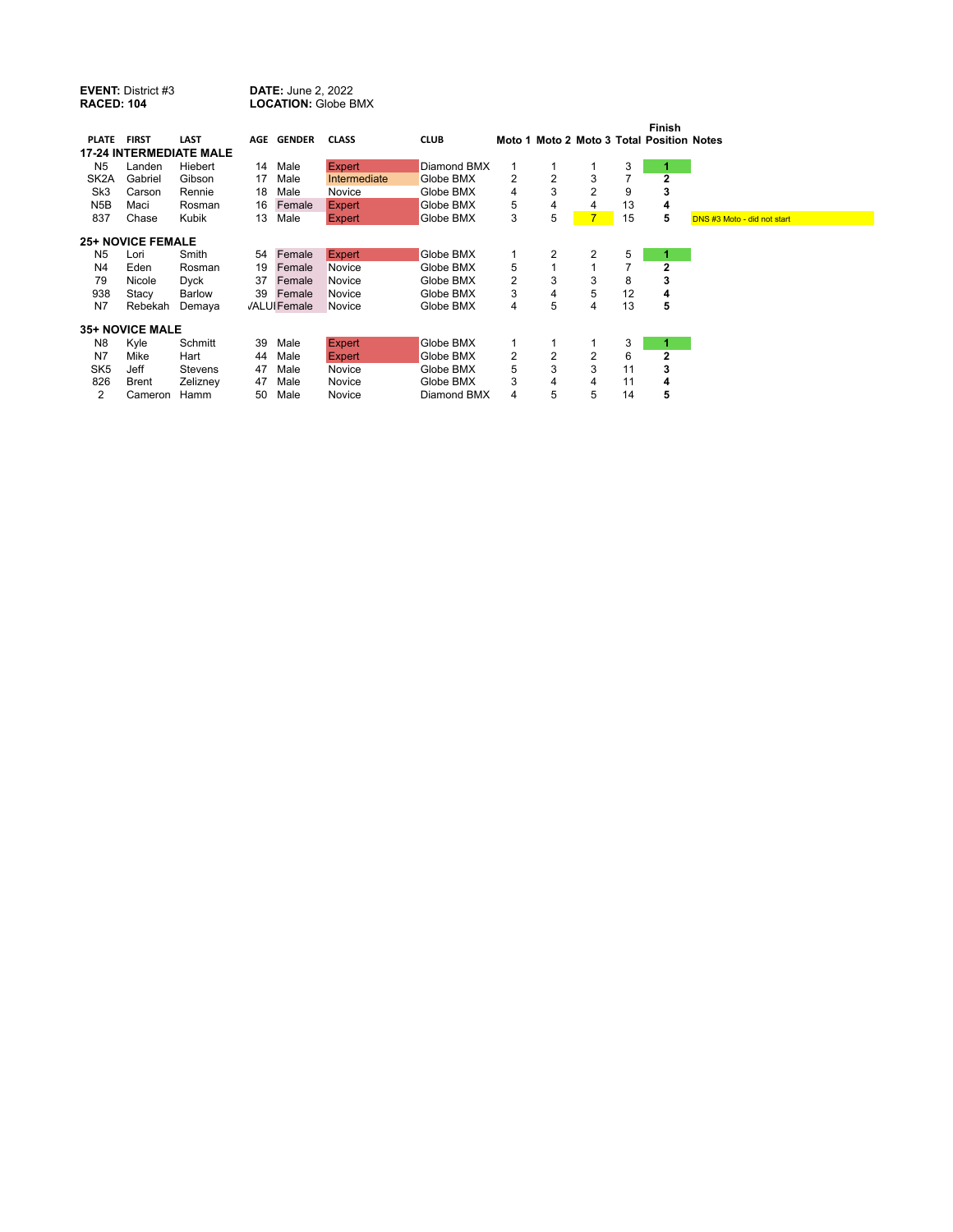**EVENT:** District #3 **DATE:** June 2, 2022
**RACED:** 104 **LOCATION:** Globe BMX

| PLATE | FIRST | LAST | AGE | GENDER | CLASS | CLUB | Moto 1 | Moto 2 | Moto 3 | Total | Finish Position | Notes |
|---|---|---|---|---|---|---|---|---|---|---|---|---|
| **17-24 INTERMEDIATE MALE** | | | | | | | | | | | | |
| N5 | Landen | Hiebert | 14 | Male | Expert | Diamond BMX | 1 | 1 | 1 | 3 | **1** | |
| SK2A | Gabriel | Gibson | 17 | Male | Intermediate | Globe BMX | 2 | 2 | 3 | 7 | **2** | |
| Sk3 | Carson | Rennie | 18 | Male | Novice | Globe BMX | 4 | 3 | 2 | 9 | **3** | |
| N5B | Maci | Rosman | 16 | Female | Expert | Globe BMX | 5 | 4 | 4 | 13 | **4** | |
| 837 | Chase | Kubik | 13 | Male | Expert | Globe BMX | 3 | 5 | 7 | 15 | **5** | DNS #3 Moto - did not start |
| **25+ NOVICE FEMALE** | | | | | | | | | | | | |
| N5 | Lori | Smith | 54 | Female | Expert | Globe BMX | 1 | 2 | 2 | 5 | **1** | |
| N4 | Eden | Rosman | 19 | Female | Novice | Globe BMX | 5 | 1 | 1 | 7 | **2** | |
| 79 | Nicole | Dyck | 37 | Female | Novice | Globe BMX | 2 | 3 | 3 | 8 | **3** | |
| 938 | Stacy | Barlow | 39 | Female | Novice | Globe BMX | 3 | 4 | 5 | 12 | **4** | |
| N7 | Rebekah | Demaya | VALUI | Female | Novice | Globe BMX | 4 | 5 | 4 | 13 | **5** | |
| **35+ NOVICE MALE** | | | | | | | | | | | | |
| N8 | Kyle | Schmitt | 39 | Male | Expert | Globe BMX | 1 | 1 | 1 | 3 | **1** | |
| N7 | Mike | Hart | 44 | Male | Expert | Globe BMX | 2 | 2 | 2 | 6 | **2** | |
| SK5 | Jeff | Stevens | 47 | Male | Novice | Globe BMX | 5 | 3 | 3 | 11 | **3** | |
| 826 | Brent | Zelizney | 47 | Male | Novice | Globe BMX | 3 | 4 | 4 | 11 | **4** | |
| 2 | Cameron | Hamm | 50 | Male | Novice | Diamond BMX | 4 | 5 | 5 | 14 | **5** | |